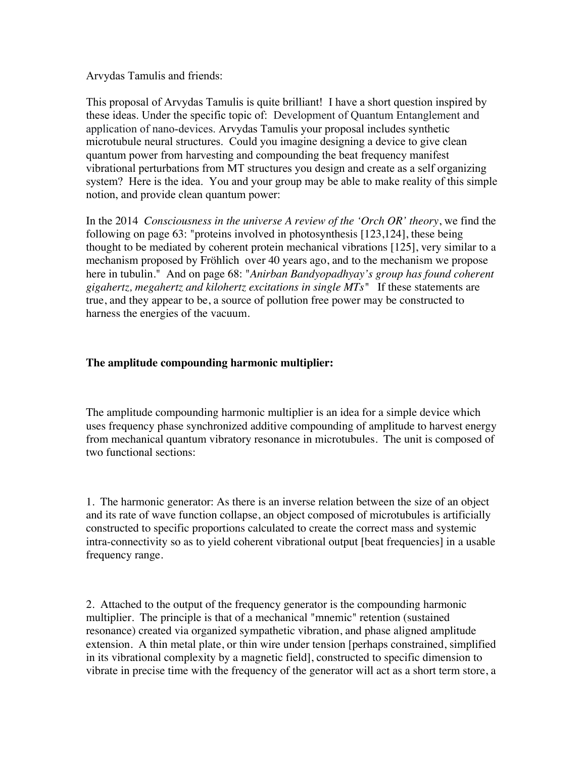Arvydas Tamulis and friends:

This proposal of Arvydas Tamulis is quite brilliant! I have a short question inspired by these ideas. Under the specific topic of: Development of Quantum Entanglement and application of nano-devices. Arvydas Tamulis your proposal includes synthetic microtubule neural structures. Could you imagine designing a device to give clean quantum power from harvesting and compounding the beat frequency manifest vibrational perturbations from MT structures you design and create as a self organizing system? Here is the idea. You and your group may be able to make reality of this simple notion, and provide clean quantum power:

In the 2014 *Consciousness in the universe A review of the 'Orch OR' theory*, we find the following on page 63: "proteins involved in photosynthesis [123,124], these being thought to be mediated by coherent protein mechanical vibrations [125], very similar to a mechanism proposed by Fröhlich over 40 years ago, and to the mechanism we propose here in tubulin." And on page 68: "*Anirban Bandyopadhyay's group has found coherent gigahertz, megahertz and kilohertz excitations in single MTs*" If these statements are true, and they appear to be, a source of pollution free power may be constructed to harness the energies of the vacuum.

**The amplitude compounding harmonic multiplier:**

The amplitude compounding harmonic multiplier is an idea for a simple device which uses frequency phase synchronized additive compounding of amplitude to harvest energy from mechanical quantum vibratory resonance in microtubules. The unit is composed of two functional sections:

1. The harmonic generator: As there is an inverse relation between the size of an object and its rate of wave function collapse, an object composed of microtubules is artificially constructed to specific proportions calculated to create the correct mass and systemic intra-connectivity so as to yield coherent vibrational output [beat frequencies] in a usable frequency range.

2. Attached to the output of the frequency generator is the compounding harmonic multiplier. The principle is that of a mechanical "mnemic" retention (sustained resonance) created via organized sympathetic vibration, and phase aligned amplitude extension. A thin metal plate, or thin wire under tension [perhaps constrained, simplified in its vibrational complexity by a magnetic field], constructed to specific dimension to vibrate in precise time with the frequency of the generator will act as a short term store, a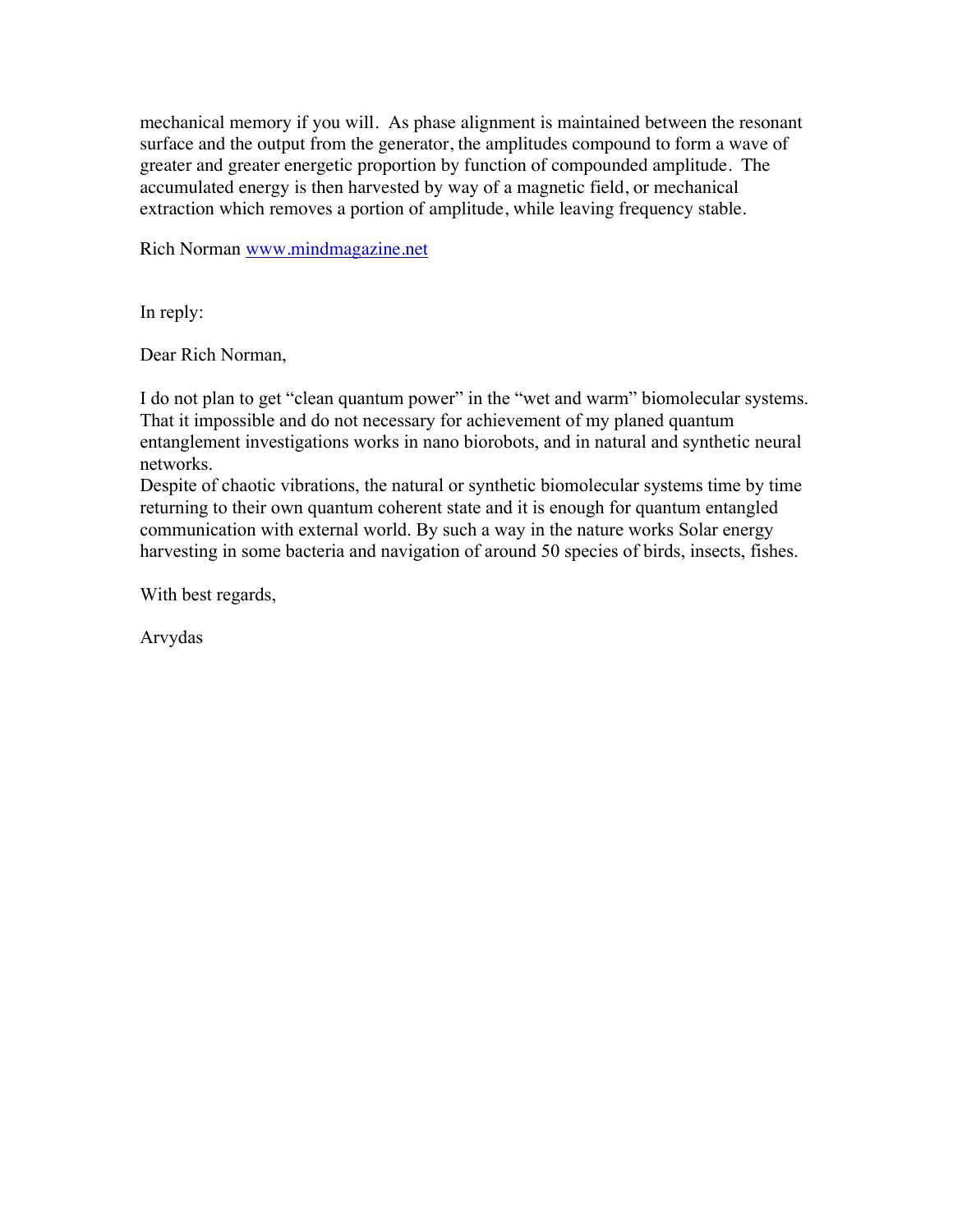mechanical memory if you will. As phase alignment is maintained between the resonant surface and the output from the generator, the amplitudes compound to form a wave of greater and greater energetic proportion by function of compounded amplitude. The accumulated energy is then harvested by way of a magnetic field, or mechanical extraction which removes a portion of amplitude, while leaving frequency stable.

Rich Norman [www.mindmagazine.net](http://www.mindmagazine.net)

In reply:

Dear Rich Norman,

I do not plan to get "clean quantum power" in the "wet and warm" biomolecular systems. That it impossible and do not necessary for achievement of my planed quantum entanglement investigations works in nano biorobots, and in natural and synthetic neural networks.
Despite of chaotic vibrations, the natural or synthetic biomolecular systems time by time returning to their own quantum coherent state and it is enough for quantum entangled communication with external world. By such a way in the nature works Solar energy harvesting in some bacteria and navigation of around 50 species of birds, insects, fishes.

With best regards,

Arvydas